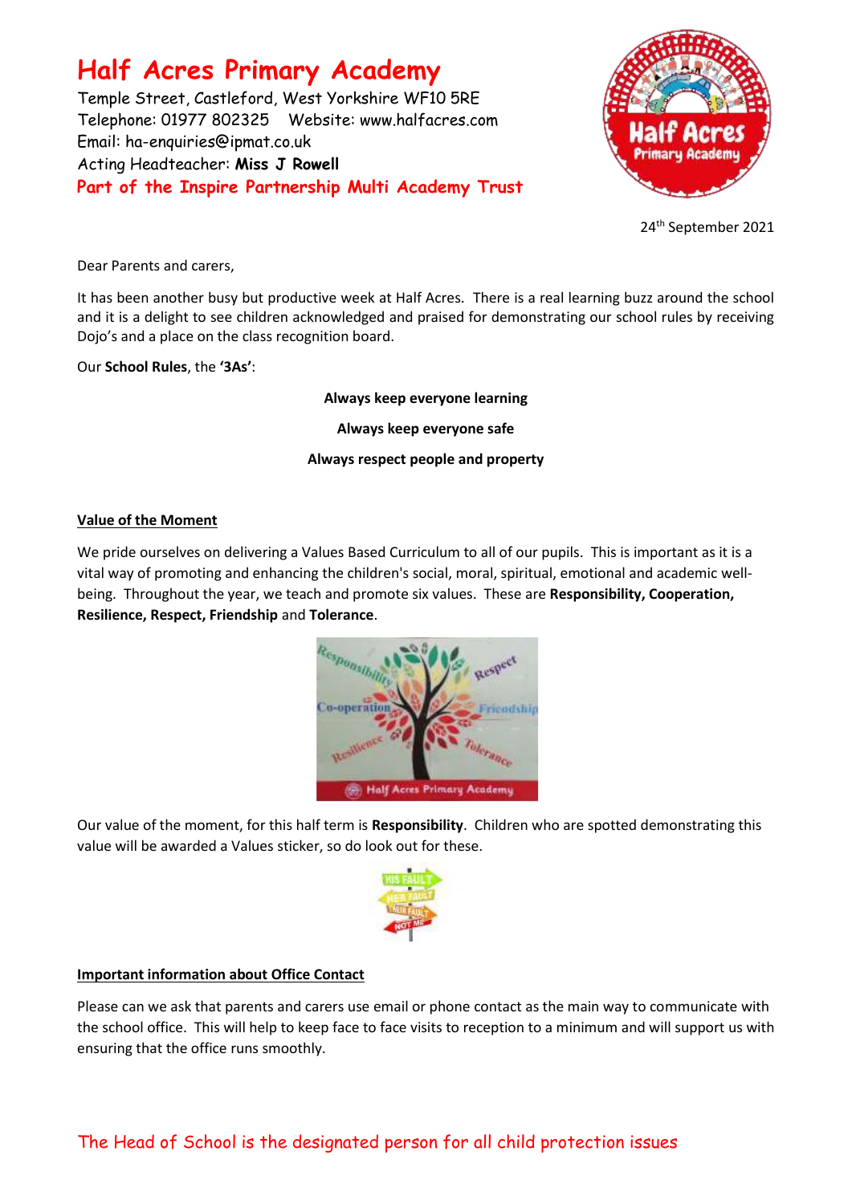# Half Acres Primary Academy

Temple Street, Castleford, West Yorkshire WF10 5RE
Telephone: 01977 802325 Website: www.halfacres.com
Email: ha-enquiries@ipmat.co.uk
Acting Headteacher: **Miss J Rowell**
**Part of the Inspire Partnership Multi Academy Trust**

24th September 2021

Dear Parents and carers,

It has been another busy but productive week at Half Acres. There is a real learning buzz around the school and it is a delight to see children acknowledged and praised for demonstrating our school rules by receiving Dojo's and a place on the class recognition board.

Our **School Rules**, the **'3As'**:

**Always keep everyone learning**

**Always keep everyone safe**

**Always respect people and property**

## Value of the Moment

We pride ourselves on delivering a Values Based Curriculum to all of our pupils. This is important as it is a vital way of promoting and enhancing the children's social, moral, spiritual, emotional and academic well-being. Throughout the year, we teach and promote six values. These are **Responsibility, Cooperation, Resilience, Respect, Friendship** and **Tolerance**.

Our value of the moment, for this half term is **Responsibility**. Children who are spotted demonstrating this value will be awarded a Values sticker, so do look out for these.

## Important information about Office Contact

Please can we ask that parents and carers use email or phone contact as the main way to communicate with the school office. This will help to keep face to face visits to reception to a minimum and will support us with ensuring that the office runs smoothly.

The Head of School is the designated person for all child protection issues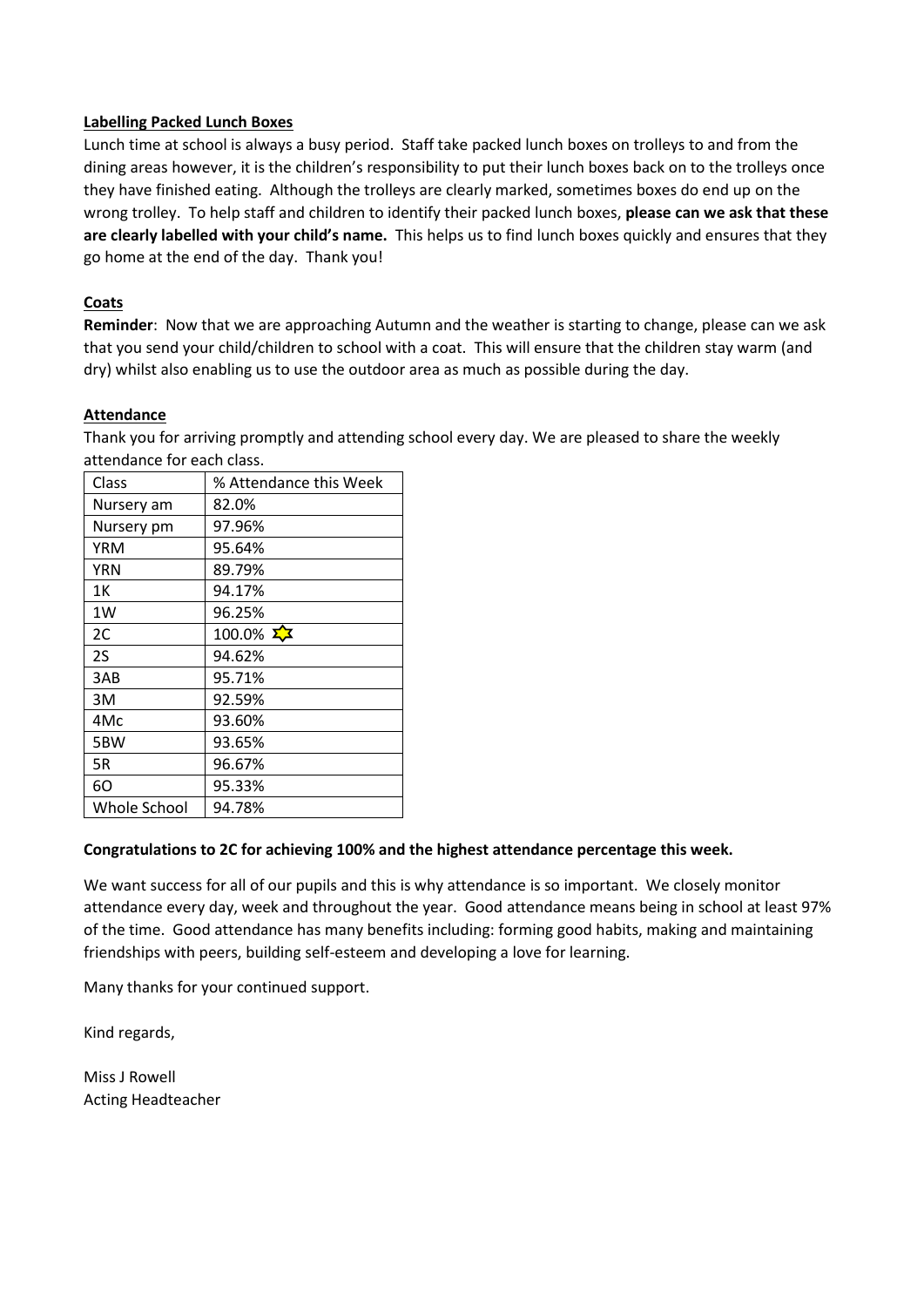**Labelling Packed Lunch Boxes**

Lunch time at school is always a busy period. Staff take packed lunch boxes on trolleys to and from the dining areas however, it is the children's responsibility to put their lunch boxes back on to the trolleys once they have finished eating. Although the trolleys are clearly marked, sometimes boxes do end up on the wrong trolley. To help staff and children to identify their packed lunch boxes, **please can we ask that these are clearly labelled with your child's name.** This helps us to find lunch boxes quickly and ensures that they go home at the end of the day. Thank you!

**Coats**

**Reminder**: Now that we are approaching Autumn and the weather is starting to change, please can we ask that you send your child/children to school with a coat. This will ensure that the children stay warm (and dry) whilst also enabling us to use the outdoor area as much as possible during the day.

**Attendance**

Thank you for arriving promptly and attending school every day. We are pleased to share the weekly attendance for each class.

| Class | % Attendance this Week |
|---|---|
| Nursery am | 82.0% |
| Nursery pm | 97.96% |
| YRM | 95.64% |
| YRN | 89.79% |
| 1K | 94.17% |
| 1W | 96.25% |
| 2C | 100.0% |
| 2S | 94.62% |
| 3AB | 95.71% |
| 3M | 92.59% |
| 4Mc | 93.60% |
| 5BW | 93.65% |
| 5R | 96.67% |
| 6O | 95.33% |
| Whole School | 94.78% |

**Congratulations to 2C for achieving 100% and the highest attendance percentage this week.**

We want success for all of our pupils and this is why attendance is so important. We closely monitor attendance every day, week and throughout the year. Good attendance means being in school at least 97% of the time. Good attendance has many benefits including: forming good habits, making and maintaining friendships with peers, building self-esteem and developing a love for learning.

Many thanks for your continued support.

Kind regards,

Miss J Rowell
Acting Headteacher